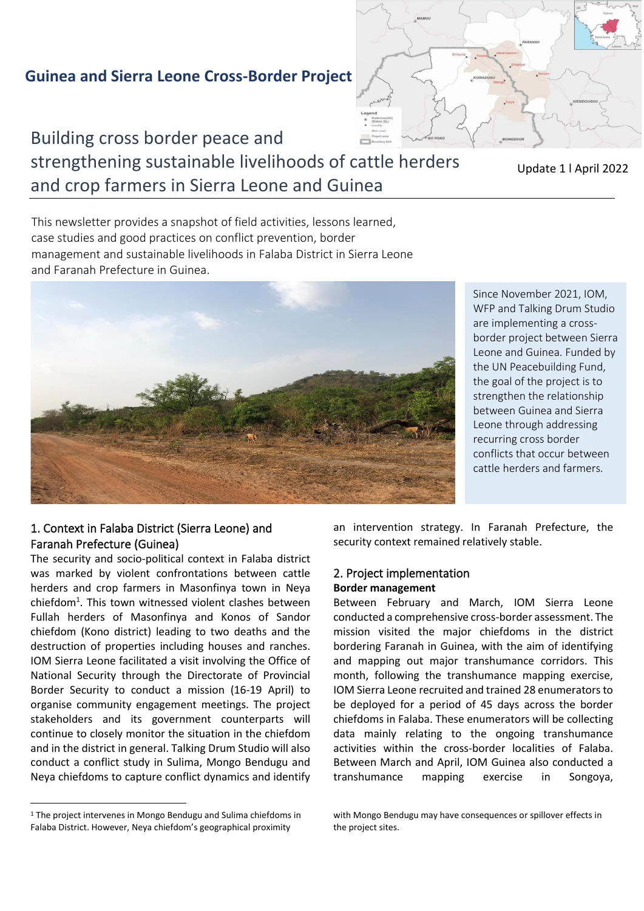# Guinea and Sierra Leone Cross-Border Project

## Building cross border peace and strengthening sustainable livelihoods of cattle herders and crop farmers in Sierra Leone and Guinea

Update 1 l April 2022

This newsletter provides a snapshot of field activities, lessons learned, case studies and good practices on conflict prevention, border management and sustainable livelihoods in Falaba District in Sierra Leone and Faranah Prefecture in Guinea.

Since November 2021, IOM, WFP and Talking Drum Studio are implementing a cross-border project between Sierra Leone and Guinea. Funded by the UN Peacebuilding Fund, the goal of the project is to strengthen the relationship between Guinea and Sierra Leone through addressing recurring cross border conflicts that occur between cattle herders and farmers.

### 1. Context in Falaba District (Sierra Leone) and Faranah Prefecture (Guinea)

The security and socio-political context in Falaba district was marked by violent confrontations between cattle herders and crop farmers in Masonfinya town in Neya chiefdom[1]. This town witnessed violent clashes between Fullah herders of Masonfinya and Konos of Sandor chiefdom (Kono district) leading to two deaths and the destruction of properties including houses and ranches. IOM Sierra Leone facilitated a visit involving the Office of National Security through the Directorate of Provincial Border Security to conduct a mission (16-19 April) to organise community engagement meetings. The project stakeholders and its government counterparts will continue to closely monitor the situation in the chiefdom and in the district in general. Talking Drum Studio will also conduct a conflict study in Sulima, Mongo Bendugu and Neya chiefdoms to capture conflict dynamics and identify an intervention strategy. In Faranah Prefecture, the security context remained relatively stable.

### 2. Project implementation

**Border management**

Between February and March, IOM Sierra Leone conducted a comprehensive cross-border assessment. The mission visited the major chiefdoms in the district bordering Faranah in Guinea, with the aim of identifying and mapping out major transhumance corridors. This month, following the transhumance mapping exercise, IOM Sierra Leone recruited and trained 28 enumerators to be deployed for a period of 45 days across the border chiefdoms in Falaba. These enumerators will be collecting data mainly relating to the ongoing transhumance activities within the cross-border localities of Falaba. Between March and April, IOM Guinea also conducted a transhumance mapping exercise in Songoya,

[1] The project intervenes in Mongo Bendugu and Sulima chiefdoms in Falaba District. However, Neya chiefdom's geographical proximity with Mongo Bendugu may have consequences or spillover effects in the project sites.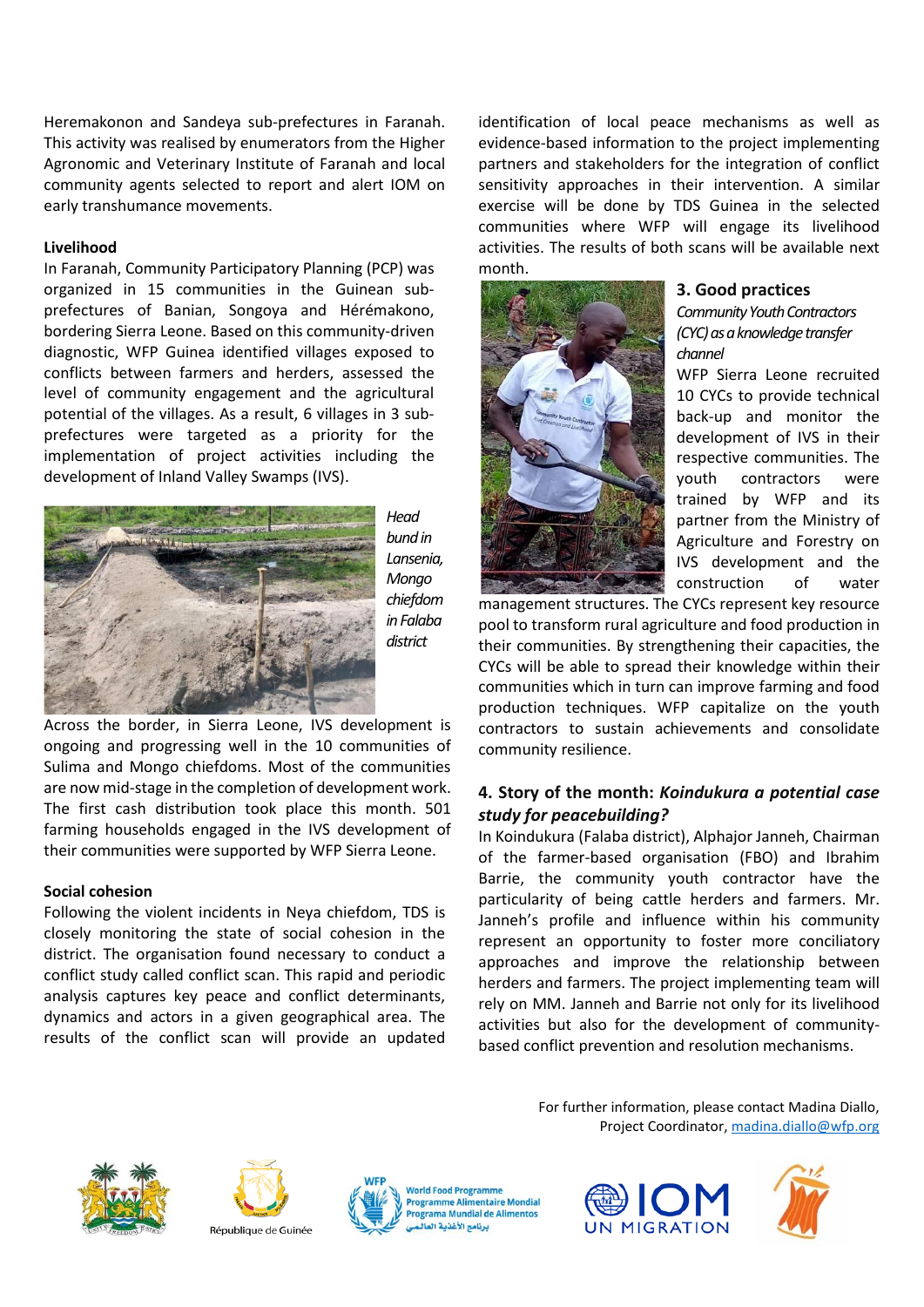Heremakonon and Sandeya sub-prefectures in Faranah. This activity was realised by enumerators from the Higher Agronomic and Veterinary Institute of Faranah and local community agents selected to report and alert IOM on early transhumance movements.

**Livelihood**

In Faranah, Community Participatory Planning (PCP) was organized in 15 communities in the Guinean sub-prefectures of Banian, Songoya and Hérémakono, bordering Sierra Leone. Based on this community-driven diagnostic, WFP Guinea identified villages exposed to conflicts between farmers and herders, assessed the level of community engagement and the agricultural potential of the villages. As a result, 6 villages in 3 sub-prefectures were targeted as a priority for the implementation of project activities including the development of Inland Valley Swamps (IVS).

*Head bund in Lansenia, Mongo chiefdom in Falaba district*

Across the border, in Sierra Leone, IVS development is ongoing and progressing well in the 10 communities of Sulima and Mongo chiefdoms. Most of the communities are now mid-stage in the completion of development work. The first cash distribution took place this month. 501 farming households engaged in the IVS development of their communities were supported by WFP Sierra Leone.

**Social cohesion**

Following the violent incidents in Neya chiefdom, TDS is closely monitoring the state of social cohesion in the district. The organisation found necessary to conduct a conflict study called conflict scan. This rapid and periodic analysis captures key peace and conflict determinants, dynamics and actors in a given geographical area. The results of the conflict scan will provide an updated identification of local peace mechanisms as well as evidence-based information to the project implementing partners and stakeholders for the integration of conflict sensitivity approaches in their intervention. A similar exercise will be done by TDS Guinea in the selected communities where WFP will engage its livelihood activities. The results of both scans will be available next month.

## 3. Good practices

*Community Youth Contractors (CYC) as a knowledge transfer channel*

WFP Sierra Leone recruited 10 CYCs to provide technical back-up and monitor the development of IVS in their respective communities. The youth contractors were trained by WFP and its partner from the Ministry of Agriculture and Forestry on IVS development and the construction of water management structures. The CYCs represent key resource pool to transform rural agriculture and food production in their communities. By strengthening their capacities, the CYCs will be able to spread their knowledge within their communities which in turn can improve farming and food production techniques. WFP capitalize on the youth contractors to sustain achievements and consolidate community resilience.

## 4. Story of the month: *Koindukura a potential case study for peacebuilding?*

In Koindukura (Falaba district), Alphajor Janneh, Chairman of the farmer-based organisation (FBO) and Ibrahim Barrie, the community youth contractor have the particularity of being cattle herders and farmers. Mr. Janneh's profile and influence within his community represent an opportunity to foster more conciliatory approaches and improve the relationship between herders and farmers. The project implementing team will rely on MM. Janneh and Barrie not only for its livelihood activities but also for the development of community-based conflict prevention and resolution mechanisms.

For further information, please contact Madina Diallo, Project Coordinator, madina.diallo@wfp.org

République de Guinée

World Food Programme
Programme Alimentaire Mondial
Programa Mundial de Alimentos
برنامج الأغذية العالمي

IOM UN MIGRATION